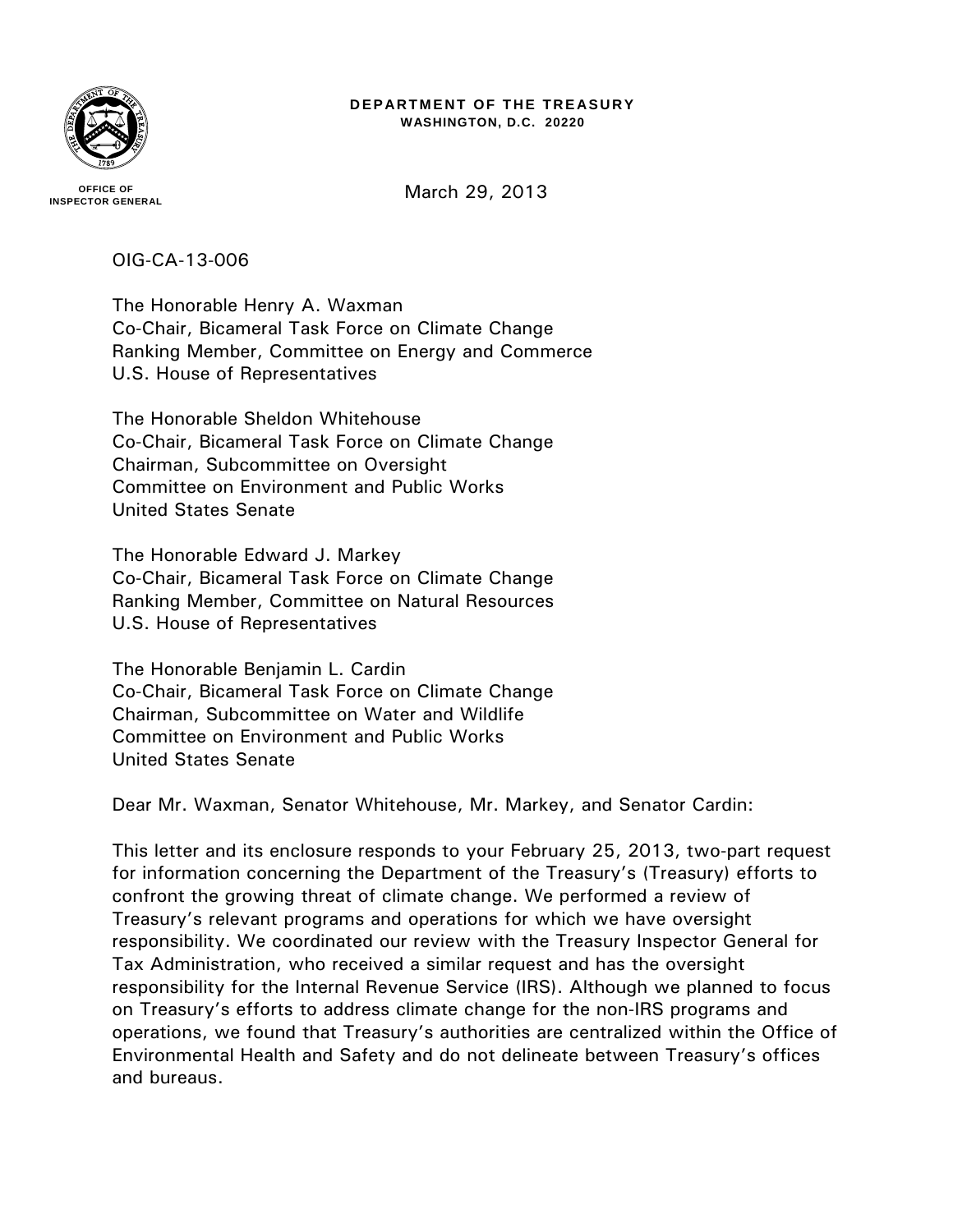**DEPARTMENT OF THE TREASURY**
**WASHINGTON, D.C. 20220**

OFFICE OF
INSPECTOR GENERAL

March 29, 2013

OIG-CA-13-006

The Honorable Henry A. Waxman
Co-Chair, Bicameral Task Force on Climate Change
Ranking Member, Committee on Energy and Commerce
U.S. House of Representatives

The Honorable Sheldon Whitehouse
Co-Chair, Bicameral Task Force on Climate Change
Chairman, Subcommittee on Oversight
Committee on Environment and Public Works
United States Senate

The Honorable Edward J. Markey
Co-Chair, Bicameral Task Force on Climate Change
Ranking Member, Committee on Natural Resources
U.S. House of Representatives

The Honorable Benjamin L. Cardin
Co-Chair, Bicameral Task Force on Climate Change
Chairman, Subcommittee on Water and Wildlife
Committee on Environment and Public Works
United States Senate

Dear Mr. Waxman, Senator Whitehouse, Mr. Markey, and Senator Cardin:

This letter and its enclosure responds to your February 25, 2013, two-part request for information concerning the Department of the Treasury's (Treasury) efforts to confront the growing threat of climate change. We performed a review of Treasury's relevant programs and operations for which we have oversight responsibility. We coordinated our review with the Treasury Inspector General for Tax Administration, who received a similar request and has the oversight responsibility for the Internal Revenue Service (IRS). Although we planned to focus on Treasury's efforts to address climate change for the non-IRS programs and operations, we found that Treasury's authorities are centralized within the Office of Environmental Health and Safety and do not delineate between Treasury's offices and bureaus.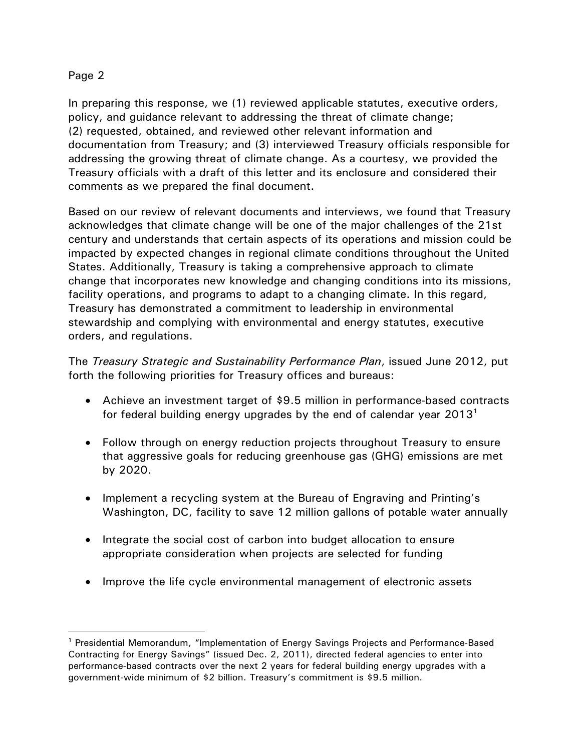In preparing this response, we (1) reviewed applicable statutes, executive orders, policy, and guidance relevant to addressing the threat of climate change; (2) requested, obtained, and reviewed other relevant information and documentation from Treasury; and (3) interviewed Treasury officials responsible for addressing the growing threat of climate change. As a courtesy, we provided the Treasury officials with a draft of this letter and its enclosure and considered their comments as we prepared the final document.

Based on our review of relevant documents and interviews, we found that Treasury acknowledges that climate change will be one of the major challenges of the 21st century and understands that certain aspects of its operations and mission could be impacted by expected changes in regional climate conditions throughout the United States. Additionally, Treasury is taking a comprehensive approach to climate change that incorporates new knowledge and changing conditions into its missions, facility operations, and programs to adapt to a changing climate. In this regard, Treasury has demonstrated a commitment to leadership in environmental stewardship and complying with environmental and energy statutes, executive orders, and regulations.

The *Treasury Strategic and Sustainability Performance Plan*, issued June 2012, put forth the following priorities for Treasury offices and bureaus:

- Achieve an investment target of $9.5 million in performance-based contracts for federal building energy upgrades by the end of calendar year 2013[1]
- Follow through on energy reduction projects throughout Treasury to ensure that aggressive goals for reducing greenhouse gas (GHG) emissions are met by 2020.
- Implement a recycling system at the Bureau of Engraving and Printing's Washington, DC, facility to save 12 million gallons of potable water annually
- Integrate the social cost of carbon into budget allocation to ensure appropriate consideration when projects are selected for funding
- Improve the life cycle environmental management of electronic assets

[1] Presidential Memorandum, "Implementation of Energy Savings Projects and Performance-Based Contracting for Energy Savings" (issued Dec. 2, 2011), directed federal agencies to enter into performance-based contracts over the next 2 years for federal building energy upgrades with a government-wide minimum of $2 billion. Treasury's commitment is $9.5 million.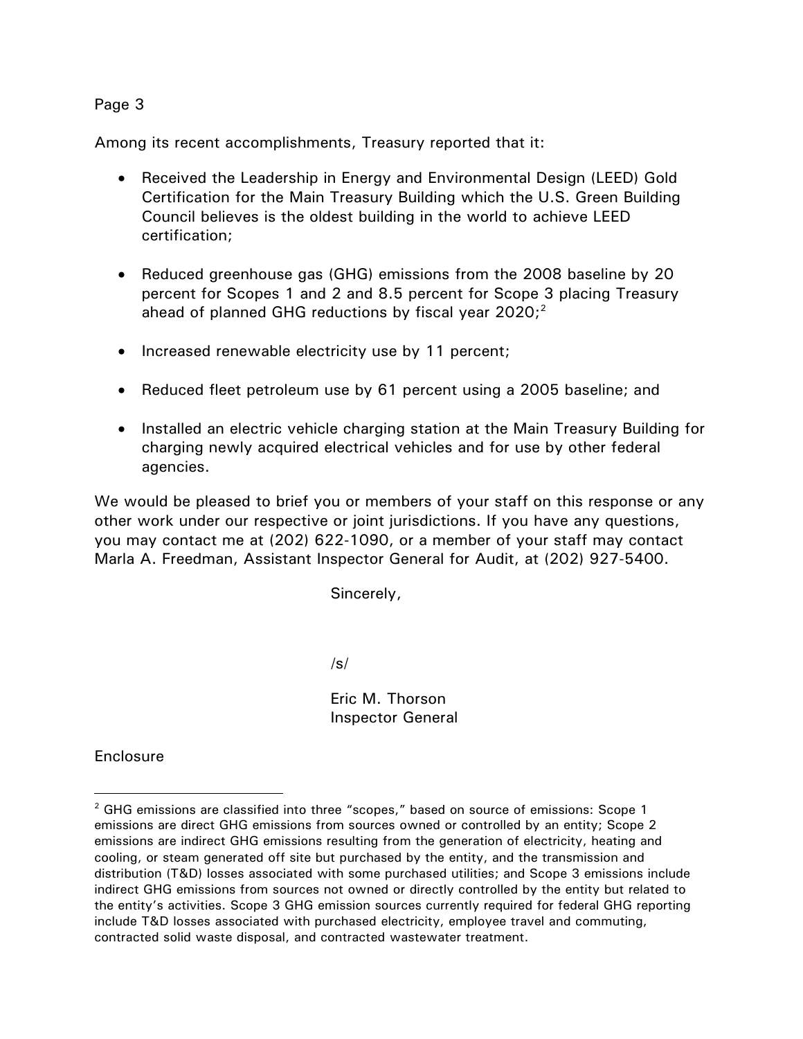Among its recent accomplishments, Treasury reported that it:

- Received the Leadership in Energy and Environmental Design (LEED) Gold Certification for the Main Treasury Building which the U.S. Green Building Council believes is the oldest building in the world to achieve LEED certification;

- Reduced greenhouse gas (GHG) emissions from the 2008 baseline by 20 percent for Scopes 1 and 2 and 8.5 percent for Scope 3 placing Treasury ahead of planned GHG reductions by fiscal year 2020;[2]

- Increased renewable electricity use by 11 percent;

- Reduced fleet petroleum use by 61 percent using a 2005 baseline; and

- Installed an electric vehicle charging station at the Main Treasury Building for charging newly acquired electrical vehicles and for use by other federal agencies.

We would be pleased to brief you or members of your staff on this response or any other work under our respective or joint jurisdictions. If you have any questions, you may contact me at (202) 622-1090, or a member of your staff may contact Marla A. Freedman, Assistant Inspector General for Audit, at (202) 927-5400.

Sincerely,

/s/

Eric M. Thorson
Inspector General

Enclosure

---

[2] GHG emissions are classified into three "scopes," based on source of emissions: Scope 1 emissions are direct GHG emissions from sources owned or controlled by an entity; Scope 2 emissions are indirect GHG emissions resulting from the generation of electricity, heating and cooling, or steam generated off site but purchased by the entity, and the transmission and distribution (T&D) losses associated with some purchased utilities; and Scope 3 emissions include indirect GHG emissions from sources not owned or directly controlled by the entity but related to the entity's activities. Scope 3 GHG emission sources currently required for federal GHG reporting include T&D losses associated with purchased electricity, employee travel and commuting, contracted solid waste disposal, and contracted wastewater treatment.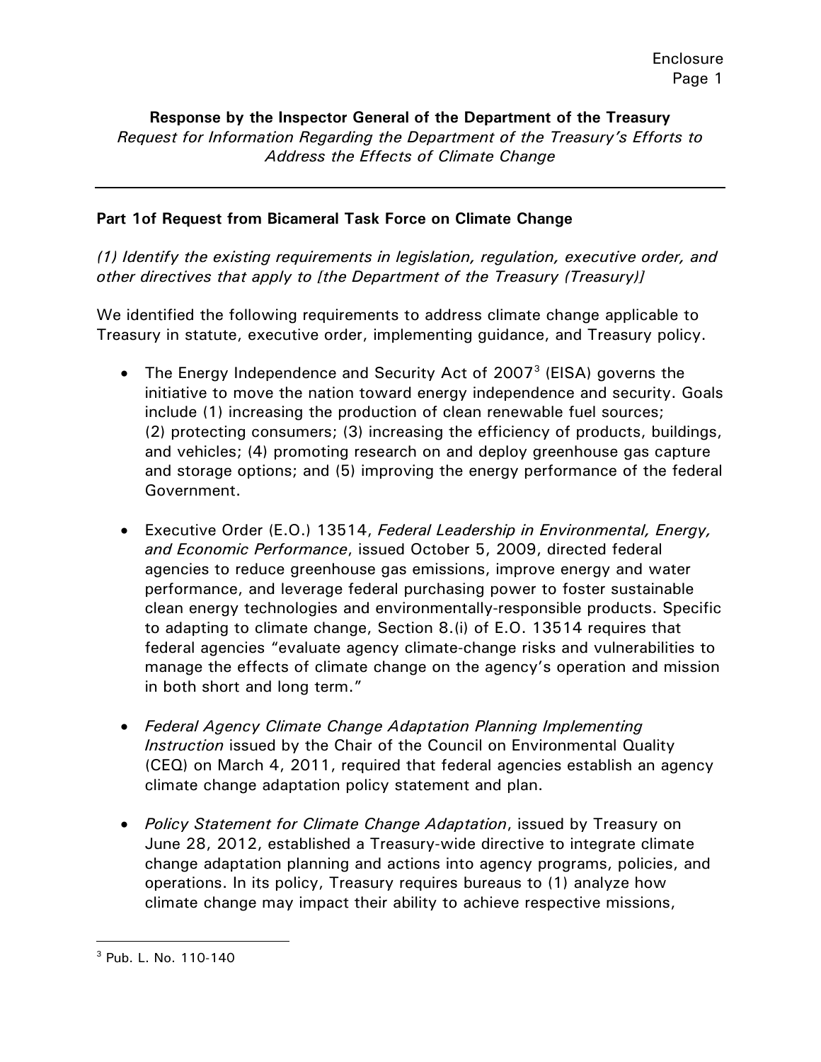**Response by the Inspector General of the Department of the Treasury**

*Request for Information Regarding the Department of the Treasury's Efforts to Address the Effects of Climate Change*

---

**Part 1of Request from Bicameral Task Force on Climate Change**

*(1) Identify the existing requirements in legislation, regulation, executive order, and other directives that apply to [the Department of the Treasury (Treasury)]*

We identified the following requirements to address climate change applicable to Treasury in statute, executive order, implementing guidance, and Treasury policy.

- The Energy Independence and Security Act of 2007[3] (EISA) governs the initiative to move the nation toward energy independence and security. Goals include (1) increasing the production of clean renewable fuel sources; (2) protecting consumers; (3) increasing the efficiency of products, buildings, and vehicles; (4) promoting research on and deploy greenhouse gas capture and storage options; and (5) improving the energy performance of the federal Government.

- Executive Order (E.O.) 13514, *Federal Leadership in Environmental, Energy, and Economic Performance*, issued October 5, 2009, directed federal agencies to reduce greenhouse gas emissions, improve energy and water performance, and leverage federal purchasing power to foster sustainable clean energy technologies and environmentally-responsible products. Specific to adapting to climate change, Section 8.(i) of E.O. 13514 requires that federal agencies "evaluate agency climate-change risks and vulnerabilities to manage the effects of climate change on the agency's operation and mission in both short and long term."

- *Federal Agency Climate Change Adaptation Planning Implementing Instruction* issued by the Chair of the Council on Environmental Quality (CEQ) on March 4, 2011, required that federal agencies establish an agency climate change adaptation policy statement and plan.

- *Policy Statement for Climate Change Adaptation*, issued by Treasury on June 28, 2012, established a Treasury-wide directive to integrate climate change adaptation planning and actions into agency programs, policies, and operations. In its policy, Treasury requires bureaus to (1) analyze how climate change may impact their ability to achieve respective missions,

---

[3] Pub. L. No. 110-140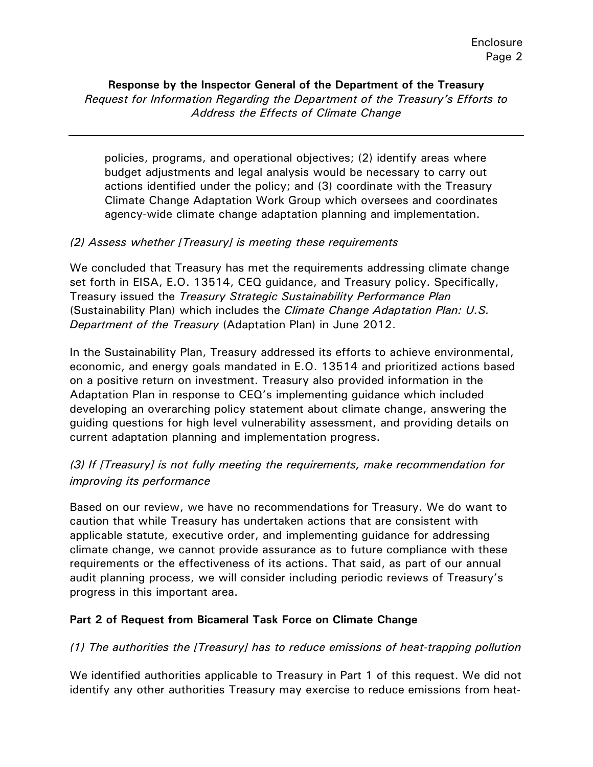policies, programs, and operational objectives; (2) identify areas where budget adjustments and legal analysis would be necessary to carry out actions identified under the policy; and (3) coordinate with the Treasury Climate Change Adaptation Work Group which oversees and coordinates agency-wide climate change adaptation planning and implementation.

*(2) Assess whether [Treasury] is meeting these requirements*

We concluded that Treasury has met the requirements addressing climate change set forth in EISA, E.O. 13514, CEQ guidance, and Treasury policy. Specifically, Treasury issued the *Treasury Strategic Sustainability Performance Plan* (Sustainability Plan) which includes the *Climate Change Adaptation Plan: U.S. Department of the Treasury* (Adaptation Plan) in June 2012.

In the Sustainability Plan, Treasury addressed its efforts to achieve environmental, economic, and energy goals mandated in E.O. 13514 and prioritized actions based on a positive return on investment. Treasury also provided information in the Adaptation Plan in response to CEQ's implementing guidance which included developing an overarching policy statement about climate change, answering the guiding questions for high level vulnerability assessment, and providing details on current adaptation planning and implementation progress.

*(3) If [Treasury] is not fully meeting the requirements, make recommendation for improving its performance*

Based on our review, we have no recommendations for Treasury. We do want to caution that while Treasury has undertaken actions that are consistent with applicable statute, executive order, and implementing guidance for addressing climate change, we cannot provide assurance as to future compliance with these requirements or the effectiveness of its actions. That said, as part of our annual audit planning process, we will consider including periodic reviews of Treasury's progress in this important area.

**Part 2 of Request from Bicameral Task Force on Climate Change**

*(1) The authorities the [Treasury] has to reduce emissions of heat-trapping pollution*

We identified authorities applicable to Treasury in Part 1 of this request. We did not identify any other authorities Treasury may exercise to reduce emissions from heat-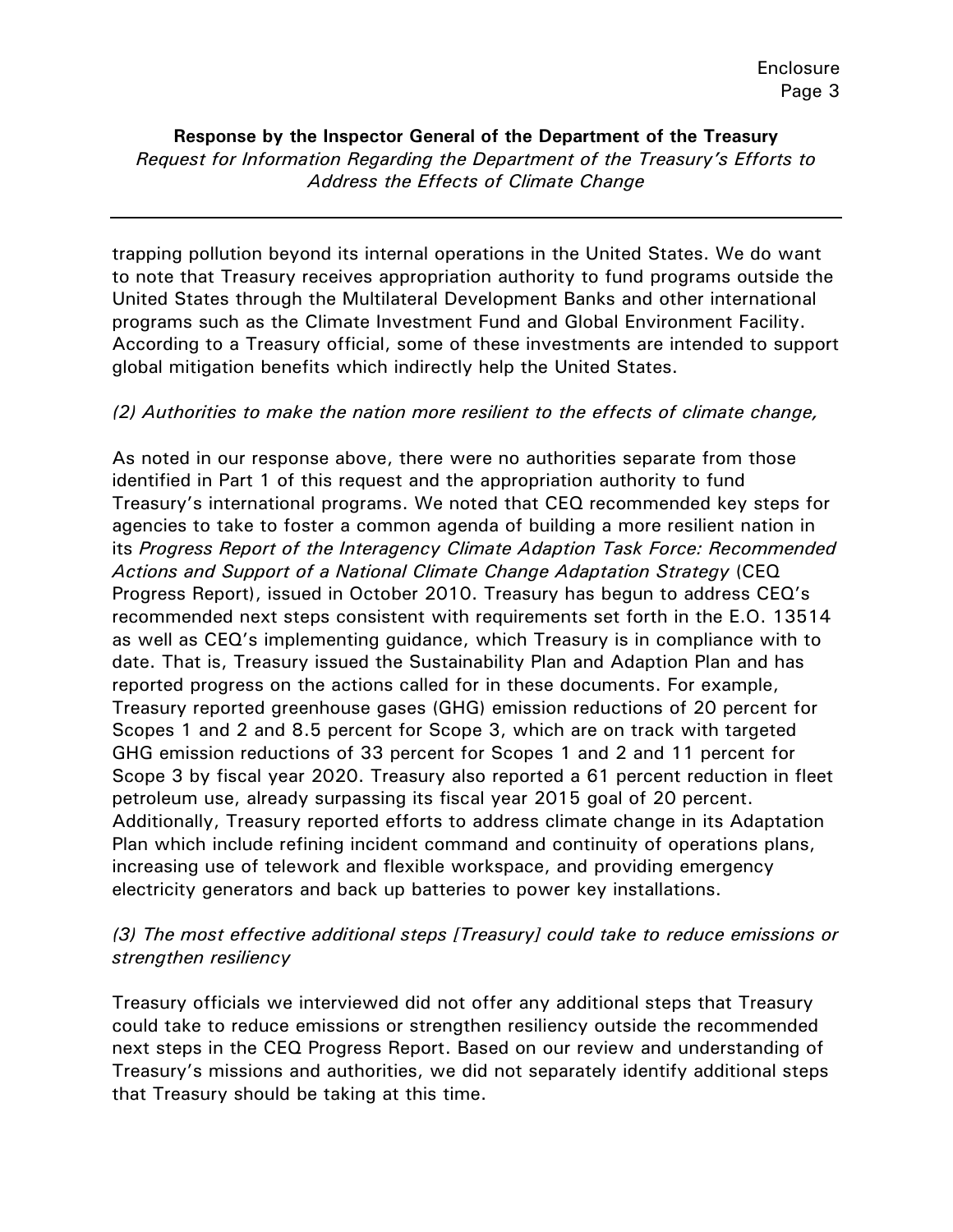trapping pollution beyond its internal operations in the United States. We do want to note that Treasury receives appropriation authority to fund programs outside the United States through the Multilateral Development Banks and other international programs such as the Climate Investment Fund and Global Environment Facility. According to a Treasury official, some of these investments are intended to support global mitigation benefits which indirectly help the United States.

*(2) Authorities to make the nation more resilient to the effects of climate change,*

As noted in our response above, there were no authorities separate from those identified in Part 1 of this request and the appropriation authority to fund Treasury's international programs. We noted that CEQ recommended key steps for agencies to take to foster a common agenda of building a more resilient nation in its *Progress Report of the Interagency Climate Adaption Task Force: Recommended Actions and Support of a National Climate Change Adaptation Strategy* (CEQ Progress Report), issued in October 2010. Treasury has begun to address CEQ's recommended next steps consistent with requirements set forth in the E.O. 13514 as well as CEQ's implementing guidance, which Treasury is in compliance with to date. That is, Treasury issued the Sustainability Plan and Adaption Plan and has reported progress on the actions called for in these documents. For example, Treasury reported greenhouse gases (GHG) emission reductions of 20 percent for Scopes 1 and 2 and 8.5 percent for Scope 3, which are on track with targeted GHG emission reductions of 33 percent for Scopes 1 and 2 and 11 percent for Scope 3 by fiscal year 2020. Treasury also reported a 61 percent reduction in fleet petroleum use, already surpassing its fiscal year 2015 goal of 20 percent. Additionally, Treasury reported efforts to address climate change in its Adaptation Plan which include refining incident command and continuity of operations plans, increasing use of telework and flexible workspace, and providing emergency electricity generators and back up batteries to power key installations.

*(3) The most effective additional steps [Treasury] could take to reduce emissions or strengthen resiliency*

Treasury officials we interviewed did not offer any additional steps that Treasury could take to reduce emissions or strengthen resiliency outside the recommended next steps in the CEQ Progress Report. Based on our review and understanding of Treasury's missions and authorities, we did not separately identify additional steps that Treasury should be taking at this time.